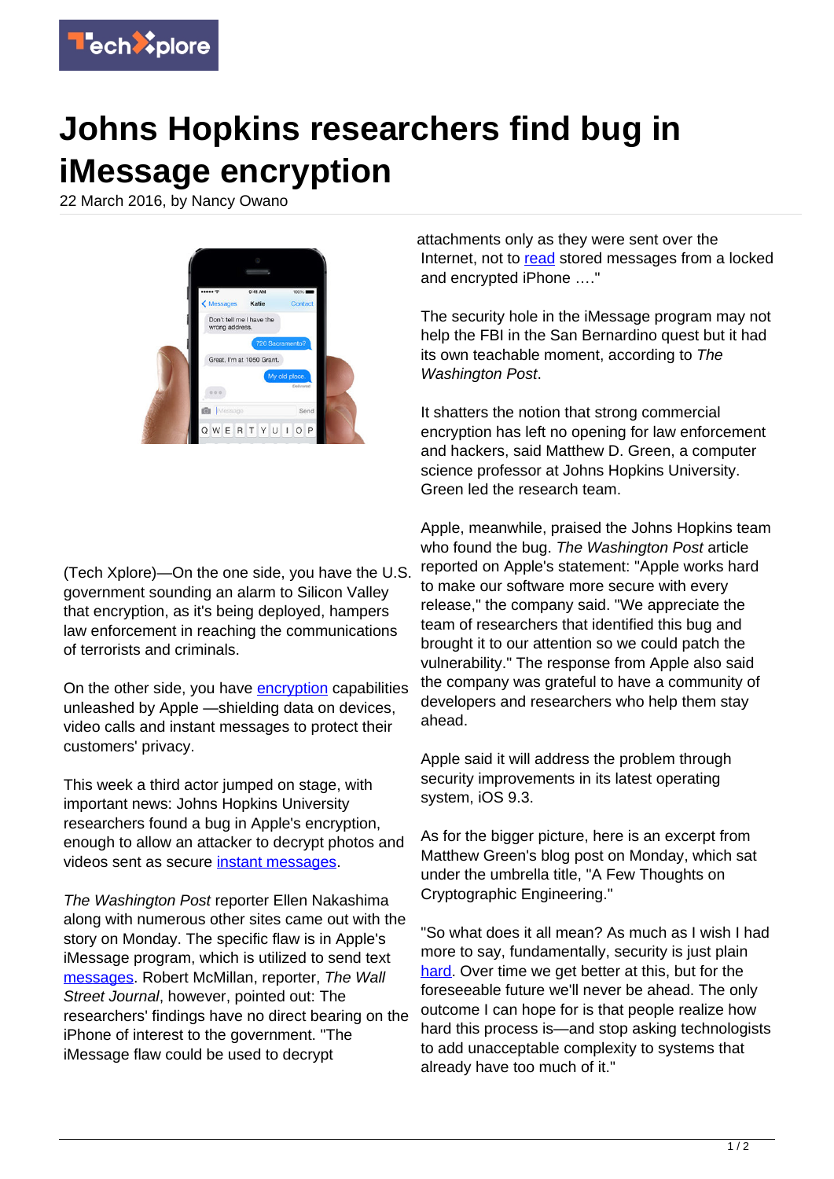# Johns Hopkins researchers find bug in iMessage encryption

22 March 2016, by Nancy Owano

(Tech Xplore)—On the one side, you have the U.S. government sounding an alarm to Silicon Valley that encryption, as it's being deployed, hampers law enforcement in reaching the communications of terrorists and criminals.

On the other side, you have encryption capabilities unleashed by Apple —shielding data on devices, video calls and instant messages to protect their customers' privacy.

This week a third actor jumped on stage, with important news: Johns Hopkins University researchers found a bug in Apple's encryption, enough to allow an attacker to decrypt photos and videos sent as secure instant messages.

*The Washington Post* reporter Ellen Nakashima along with numerous other sites came out with the story on Monday. The specific flaw is in Apple's iMessage program, which is utilized to send text messages. Robert McMillan, reporter, *The Wall Street Journal*, however, pointed out: The researchers' findings have no direct bearing on the iPhone of interest to the government. "The iMessage flaw could be used to decrypt attachments only as they were sent over the Internet, not to read stored messages from a locked and encrypted iPhone …."

The security hole in the iMessage program may not help the FBI in the San Bernardino quest but it had its own teachable moment, according to *The Washington Post*.

It shatters the notion that strong commercial encryption has left no opening for law enforcement and hackers, said Matthew D. Green, a computer science professor at Johns Hopkins University. Green led the research team.

Apple, meanwhile, praised the Johns Hopkins team who found the bug. *The Washington Post* article reported on Apple's statement: "Apple works hard to make our software more secure with every release," the company said. "We appreciate the team of researchers that identified this bug and brought it to our attention so we could patch the vulnerability." The response from Apple also said the company was grateful to have a community of developers and researchers who help them stay ahead.

Apple said it will address the problem through security improvements in its latest operating system, iOS 9.3.

As for the bigger picture, here is an excerpt from Matthew Green's blog post on Monday, which sat under the umbrella title, "A Few Thoughts on Cryptographic Engineering."

"So what does it all mean? As much as I wish I had more to say, fundamentally, security is just plain hard. Over time we get better at this, but for the foreseeable future we'll never be ahead. The only outcome I can hope for is that people realize how hard this process is—and stop asking technologists to add unacceptable complexity to systems that already have too much of it."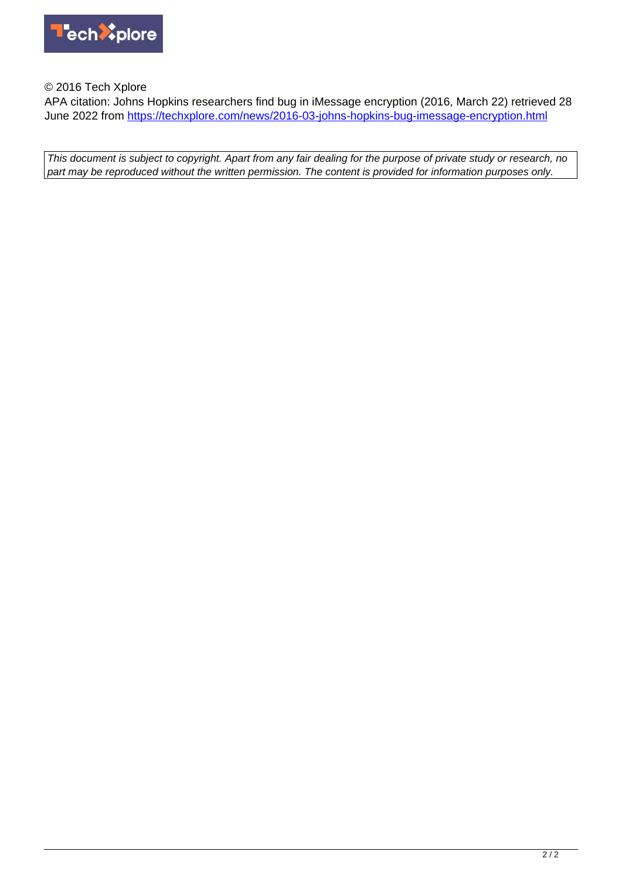© 2016 Tech Xplore

APA citation: Johns Hopkins researchers find bug in iMessage encryption (2016, March 22) retrieved 28 June 2022 from https://techxplore.com/news/2016-03-johns-hopkins-bug-imessage-encryption.html

*This document is subject to copyright. Apart from any fair dealing for the purpose of private study or research, no part may be reproduced without the written permission. The content is provided for information purposes only.*